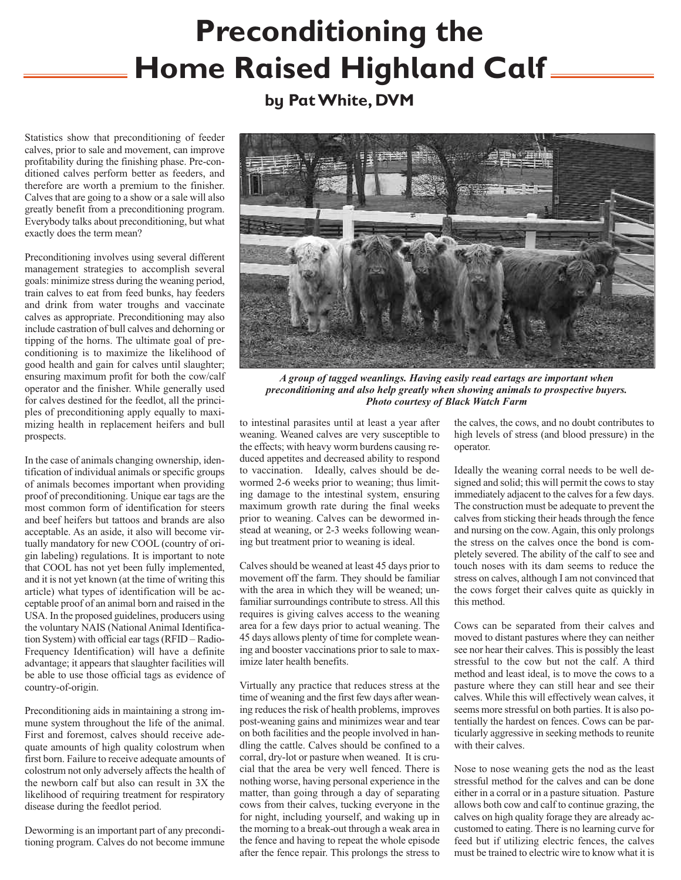# Preconditioning the Home Raised Highland Calf

### by Pat White, DVM

Statistics show that preconditioning of feeder calves, prior to sale and movement, can improve profitability during the finishing phase. Pre-conditioned calves perform better as feeders, and therefore are worth a premium to the finisher. Calves that are going to a show or a sale will also greatly benefit from a preconditioning program. Everybody talks about preconditioning, but what exactly does the term mean?

Preconditioning involves using several different management strategies to accomplish several goals: minimize stress during the weaning period, train calves to eat from feed bunks, hay feeders and drink from water troughs and vaccinate calves as appropriate. Preconditioning may also include castration of bull calves and dehorning or tipping of the horns. The ultimate goal of preconditioning is to maximize the likelihood of good health and gain for calves until slaughter; ensuring maximum profit for both the cow/calf operator and the finisher. While generally used for calves destined for the feedlot, all the principles of preconditioning apply equally to maximizing health in replacement heifers and bull prospects.

In the case of animals changing ownership, identification of individual animals or specific groups of animals becomes important when providing proof of preconditioning. Unique ear tags are the most common form of identification for steers and beef heifers but tattoos and brands are also acceptable. As an aside, it also will become virtually mandatory for new COOL (country of origin labeling) regulations. It is important to note that COOL has not yet been fully implemented, and it is not yet known (at the time of writing this article) what types of identification will be acceptable proof of an animal born and raised in the USA. In the proposed guidelines, producers using the voluntary NAIS (National Animal Identification System) with official ear tags (RFID – Radio-Frequency Identification) will have a definite advantage; it appears that slaughter facilities will be able to use those official tags as evidence of country-of-origin.

Preconditioning aids in maintaining a strong immune system throughout the life of the animal. First and foremost, calves should receive adequate amounts of high quality colostrum when first born. Failure to receive adequate amounts of colostrum not only adversely affects the health of the newborn calf but also can result in 3X the likelihood of requiring treatment for respiratory disease during the feedlot period.

Deworming is an important part of any preconditioning program. Calves do not become immune to intestinal parasites until at least a year after weaning. Weaned calves are very susceptible to the effects; with heavy worm burdens causing reduced appetites and decreased ability to respond to vaccination. Ideally, calves should be dewormed 2-6 weeks prior to weaning; thus limiting damage to the intestinal system, ensuring maximum growth rate during the final weeks prior to weaning. Calves can be dewormed instead at weaning, or 2-3 weeks following weaning but treatment prior to weaning is ideal.

*A group of tagged weanlings. Having easily read eartags are important when preconditioning and also help greatly when showing animals to prospective buyers. Photo courtesy of Black Watch Farm*

Calves should be weaned at least 45 days prior to movement off the farm. They should be familiar with the area in which they will be weaned; unfamiliar surroundings contribute to stress. All this requires is giving calves access to the weaning area for a few days prior to actual weaning. The 45 days allows plenty of time for complete weaning and booster vaccinations prior to sale to maximize later health benefits.

Virtually any practice that reduces stress at the time of weaning and the first few days after weaning reduces the risk of health problems, improves post-weaning gains and minimizes wear and tear on both facilities and the people involved in handling the cattle. Calves should be confined to a corral, dry-lot or pasture when weaned. It is crucial that the area be very well fenced. There is nothing worse, having personal experience in the matter, than going through a day of separating cows from their calves, tucking everyone in the for night, including yourself, and waking up in the morning to a break-out through a weak area in the fence and having to repeat the whole episode after the fence repair. This prolongs the stress to the calves, the cows, and no doubt contributes to high levels of stress (and blood pressure) in the operator.

Ideally the weaning corral needs to be well designed and solid; this will permit the cows to stay immediately adjacent to the calves for a few days. The construction must be adequate to prevent the calves from sticking their heads through the fence and nursing on the cow. Again, this only prolongs the stress on the calves once the bond is completely severed. The ability of the calf to see and touch noses with its dam seems to reduce the stress on calves, although I am not convinced that the cows forget their calves quite as quickly in this method.

Cows can be separated from their calves and moved to distant pastures where they can neither see nor hear their calves. This is possibly the least stressful to the cow but not the calf. A third method and least ideal, is to move the cows to a pasture where they can still hear and see their calves. While this will effectively wean calves, it seems more stressful on both parties. It is also potentially the hardest on fences. Cows can be particularly aggressive in seeking methods to reunite with their calves.

Nose to nose weaning gets the nod as the least stressful method for the calves and can be done either in a corral or in a pasture situation. Pasture allows both cow and calf to continue grazing, the calves on high quality forage they are already accustomed to eating. There is no learning curve for feed but if utilizing electric fences, the calves must be trained to electric wire to know what it is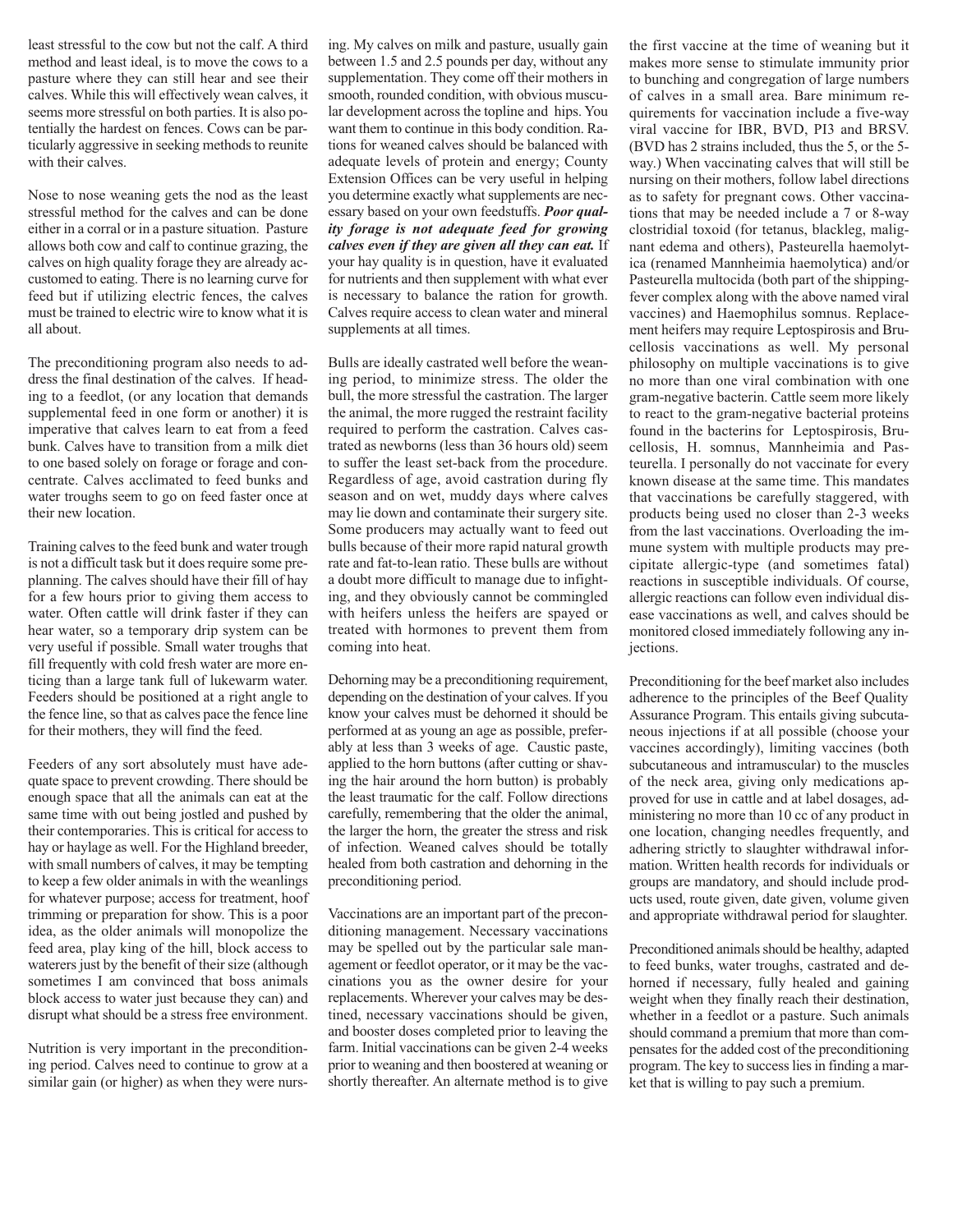least stressful to the cow but not the calf. A third method and least ideal, is to move the cows to a pasture where they can still hear and see their calves. While this will effectively wean calves, it seems more stressful on both parties. It is also potentially the hardest on fences. Cows can be particularly aggressive in seeking methods to reunite with their calves.

Nose to nose weaning gets the nod as the least stressful method for the calves and can be done either in a corral or in a pasture situation. Pasture allows both cow and calf to continue grazing, the calves on high quality forage they are already accustomed to eating. There is no learning curve for feed but if utilizing electric fences, the calves must be trained to electric wire to know what it is all about.

The preconditioning program also needs to address the final destination of the calves. If heading to a feedlot, (or any location that demands supplemental feed in one form or another) it is imperative that calves learn to eat from a feed bunk. Calves have to transition from a milk diet to one based solely on forage or forage and concentrate. Calves acclimated to feed bunks and water troughs seem to go on feed faster once at their new location.

Training calves to the feed bunk and water trough is not a difficult task but it does require some preplanning. The calves should have their fill of hay for a few hours prior to giving them access to water. Often cattle will drink faster if they can hear water, so a temporary drip system can be very useful if possible. Small water troughs that fill frequently with cold fresh water are more enticing than a large tank full of lukewarm water. Feeders should be positioned at a right angle to the fence line, so that as calves pace the fence line for their mothers, they will find the feed.

Feeders of any sort absolutely must have adequate space to prevent crowding. There should be enough space that all the animals can eat at the same time with out being jostled and pushed by their contemporaries. This is critical for access to hay or haylage as well. For the Highland breeder, with small numbers of calves, it may be tempting to keep a few older animals in with the weanlings for whatever purpose; access for treatment, hoof trimming or preparation for show. This is a poor idea, as the older animals will monopolize the feed area, play king of the hill, block access to waterers just by the benefit of their size (although sometimes I am convinced that boss animals block access to water just because they can) and disrupt what should be a stress free environment.

Nutrition is very important in the preconditioning period. Calves need to continue to grow at a similar gain (or higher) as when they were nursing. My calves on milk and pasture, usually gain between 1.5 and 2.5 pounds per day, without any supplementation. They come off their mothers in smooth, rounded condition, with obvious muscular development across the topline and hips. You want them to continue in this body condition. Rations for weaned calves should be balanced with adequate levels of protein and energy; County Extension Offices can be very useful in helping you determine exactly what supplements are necessary based on your own feedstuffs. ***Poor quality forage is not adequate feed for growing calves even if they are given all they can eat.*** If your hay quality is in question, have it evaluated for nutrients and then supplement with what ever is necessary to balance the ration for growth. Calves require access to clean water and mineral supplements at all times.

Bulls are ideally castrated well before the weaning period, to minimize stress. The older the bull, the more stressful the castration. The larger the animal, the more rugged the restraint facility required to perform the castration. Calves castrated as newborns (less than 36 hours old) seem to suffer the least set-back from the procedure. Regardless of age, avoid castration during fly season and on wet, muddy days where calves may lie down and contaminate their surgery site. Some producers may actually want to feed out bulls because of their more rapid natural growth rate and fat-to-lean ratio. These bulls are without a doubt more difficult to manage due to infighting, and they obviously cannot be commingled with heifers unless the heifers are spayed or treated with hormones to prevent them from coming into heat.

Dehorning may be a preconditioning requirement, depending on the destination of your calves. If you know your calves must be dehorned it should be performed at as young an age as possible, preferably at less than 3 weeks of age. Caustic paste, applied to the horn buttons (after cutting or shaving the hair around the horn button) is probably the least traumatic for the calf. Follow directions carefully, remembering that the older the animal, the larger the horn, the greater the stress and risk of infection. Weaned calves should be totally healed from both castration and dehorning in the preconditioning period.

Vaccinations are an important part of the preconditioning management. Necessary vaccinations may be spelled out by the particular sale management or feedlot operator, or it may be the vaccinations you as the owner desire for your replacements. Wherever your calves may be destined, necessary vaccinations should be given, and booster doses completed prior to leaving the farm. Initial vaccinations can be given 2-4 weeks prior to weaning and then boostered at weaning or shortly thereafter. An alternate method is to give the first vaccine at the time of weaning but it makes more sense to stimulate immunity prior to bunching and congregation of large numbers of calves in a small area. Bare minimum requirements for vaccination include a five-way viral vaccine for IBR, BVD, PI3 and BRSV. (BVD has 2 strains included, thus the 5, or the 5-way.) When vaccinating calves that will still be nursing on their mothers, follow label directions as to safety for pregnant cows. Other vaccinations that may be needed include a 7 or 8-way clostridial toxoid (for tetanus, blackleg, malignant edema and others), Pasteurella haemolytica (renamed Mannheimia haemolytica) and/or Pasteurella multocida (both part of the shipping-fever complex along with the above named viral vaccines) and Haemophilus somnus. Replacement heifers may require Leptospirosis and Brucellosis vaccinations as well. My personal philosophy on multiple vaccinations is to give no more than one viral combination with one gram-negative bacterin. Cattle seem more likely to react to the gram-negative bacterial proteins found in the bacterins for Leptospirosis, Brucellosis, H. somnus, Mannheimia and Pasteurella. I personally do not vaccinate for every known disease at the same time. This mandates that vaccinations be carefully staggered, with products being used no closer than 2-3 weeks from the last vaccinations. Overloading the immune system with multiple products may precipitate allergic-type (and sometimes fatal) reactions in susceptible individuals. Of course, allergic reactions can follow even individual disease vaccinations as well, and calves should be monitored closed immediately following any injections.

Preconditioning for the beef market also includes adherence to the principles of the Beef Quality Assurance Program. This entails giving subcutaneous injections if at all possible (choose your vaccines accordingly), limiting vaccines (both subcutaneous and intramuscular) to the muscles of the neck area, giving only medications approved for use in cattle and at label dosages, administering no more than 10 cc of any product in one location, changing needles frequently, and adhering strictly to slaughter withdrawal information. Written health records for individuals or groups are mandatory, and should include products used, route given, date given, volume given and appropriate withdrawal period for slaughter.

Preconditioned animals should be healthy, adapted to feed bunks, water troughs, castrated and dehorned if necessary, fully healed and gaining weight when they finally reach their destination, whether in a feedlot or a pasture. Such animals should command a premium that more than compensates for the added cost of the preconditioning program. The key to success lies in finding a market that is willing to pay such a premium.